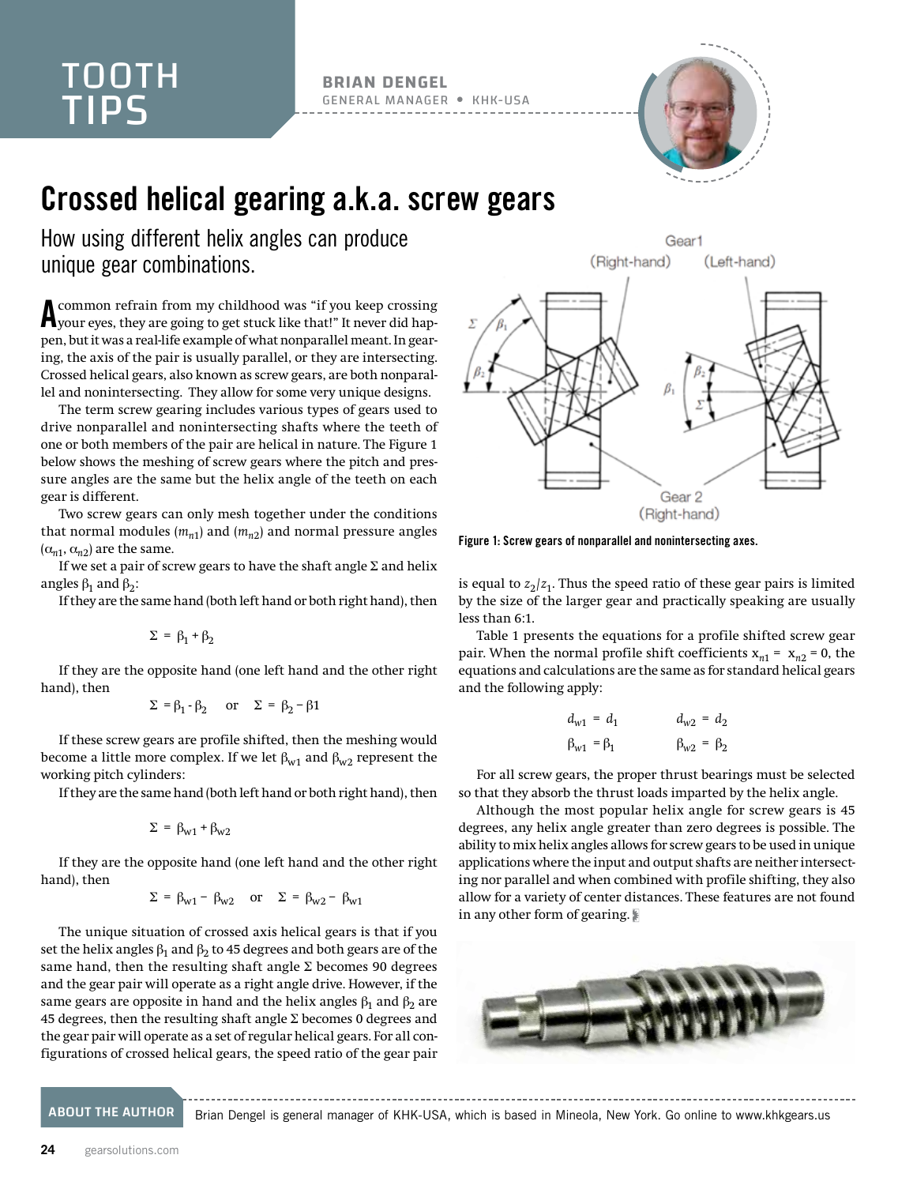# Crossed helical gearing a.k.a. screw gears

## How using different helix angles can produce unique gear combinations.

TOOTH TIPS

**BRIAN DENGEL**
GENERAL MANAGER • KHK-USA

A common refrain from my childhood was "if you keep crossing your eyes, they are going to get stuck like that!" It never did happen, but it was a real-life example of what nonparallel meant. In gearing, the axis of the pair is usually parallel, or they are intersecting. Crossed helical gears, also known as screw gears, are both nonparallel and nonintersecting. They allow for some very unique designs.

The term screw gearing includes various types of gears used to drive nonparallel and nonintersecting shafts where the teeth of one or both members of the pair are helical in nature. The Figure 1 below shows the meshing of screw gears where the pitch and pressure angles are the same but the helix angle of the teeth on each gear is different.

Two screw gears can only mesh together under the conditions that normal modules ($m_{n1}$) and ($m_{n2}$) and normal pressure angles ($\alpha_{n1}$, $\alpha_{n2}$) are the same.

If we set a pair of screw gears to have the shaft angle $\Sigma$ and helix angles $\beta_1$ and $\beta_2$:

If they are the same hand (both left hand or both right hand), then

$$\Sigma = \beta_1 + \beta_2$$

If they are the opposite hand (one left hand and the other right hand), then

$$\Sigma = \beta_1 - \beta_2 \quad \text{or} \quad \Sigma = \beta_2 - \beta_1$$

If these screw gears are profile shifted, then the meshing would become a little more complex. If we let $\beta_{w1}$ and $\beta_{w2}$ represent the working pitch cylinders:

If they are the same hand (both left hand or both right hand), then

$$\Sigma = \beta_{w1} + \beta_{w2}$$

If they are the opposite hand (one left hand and the other right hand), then

$$\Sigma = \beta_{w1} - \beta_{w2} \quad \text{or} \quad \Sigma = \beta_{w2} - \beta_{w1}$$

The unique situation of crossed axis helical gears is that if you set the helix angles $\beta_1$ and $\beta_2$ to 45 degrees and both gears are of the same hand, then the resulting shaft angle $\Sigma$ becomes 90 degrees and the gear pair will operate as a right angle drive. However, if the same gears are opposite in hand and the helix angles $\beta_1$ and $\beta_2$ are 45 degrees, then the resulting shaft angle $\Sigma$ becomes 0 degrees and the gear pair will operate as a set of regular helical gears. For all configurations of crossed helical gears, the speed ratio of the gear pair is equal to $z_2/z_1$. Thus the speed ratio of these gear pairs is limited by the size of the larger gear and practically speaking are usually less than 6:1.

Figure 1: Screw gears of nonparallel and nonintersecting axes.

Table 1 presents the equations for a profile shifted screw gear pair. When the normal profile shift coefficients $x_{n1} = x_{n2} = 0$, the equations and calculations are the same as for standard helical gears and the following apply:

$$d_{w1} = d_1 \qquad d_{w2} = d_2$$

$$\beta_{w1} = \beta_1 \qquad \beta_{w2} = \beta_2$$

For all screw gears, the proper thrust bearings must be selected so that they absorb the thrust loads imparted by the helix angle.

Although the most popular helix angle for screw gears is 45 degrees, any helix angle greater than zero degrees is possible. The ability to mix helix angles allows for screw gears to be used in unique applications where the input and output shafts are neither intersecting nor parallel and when combined with profile shifting, they also allow for a variety of center distances. These features are not found in any other form of gearing.

**ABOUT THE AUTHOR**
Brian Dengel is general manager of KHK-USA, which is based in Mineola, New York. Go online to www.khkgears.us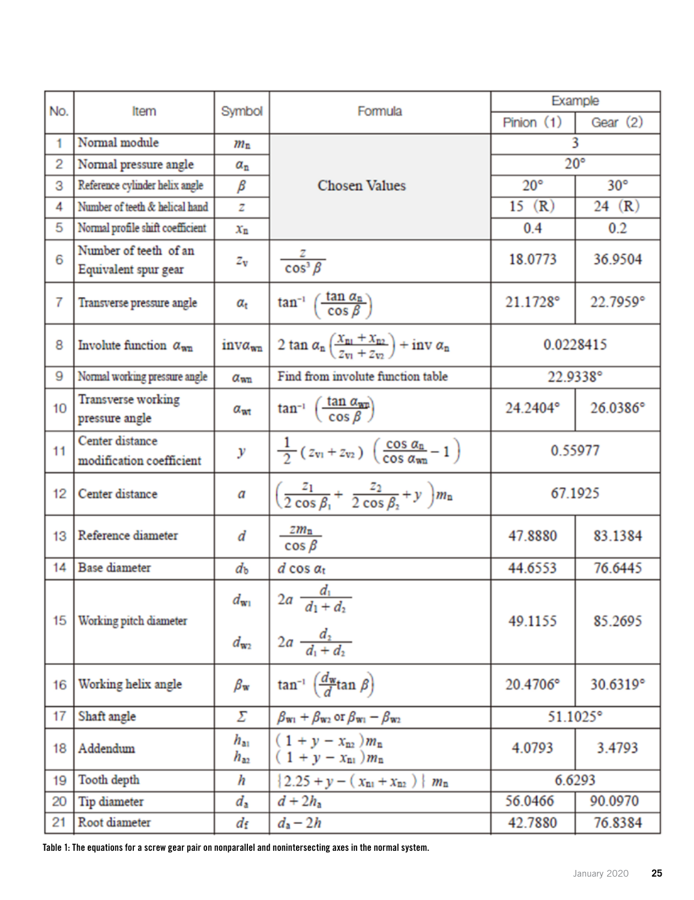| No. | Item | Symbol | Formula | Example | |
|---|---|---|---|---|---|
| | | | | Pinion (1) | Gear (2) |
| 1 | Normal module | $m_n$ | Chosen Values | 3 | |
| 2 | Normal pressure angle | $\alpha_n$ | | 20° | |
| 3 | Reference cylinder helix angle | $\beta$ | | 20° | 30° |
| 4 | Number of teeth & helical hand | $z$ | | 15 (R) | 24 (R) |
| 5 | Normal profile shift coefficient | $x_n$ | | 0.4 | 0.2 |
| 6 | Number of teeth of an Equivalent spur gear | $z_v$ | $\frac{z}{\cos^3 \beta}$ | 18.0773 | 36.9504 |
| 7 | Transverse pressure angle | $\alpha_t$ | $\tan^{-1}\left(\frac{\tan \alpha_n}{\cos \beta}\right)$ | 21.1728° | 22.7959° |
| 8 | Involute function $\alpha_{wn}$ | $\mathrm{inv}\alpha_{wn}$ | $2 \tan \alpha_n \left(\frac{x_{n1} + x_{n2}}{z_{v1} + z_{v2}}\right) + \mathrm{inv}\,\alpha_n$ | 0.0228415 | |
| 9 | Normal working pressure angle | $\alpha_{wn}$ | Find from involute function table | 22.9338° | |
| 10 | Transverse working pressure angle | $\alpha_{wt}$ | $\tan^{-1}\left(\frac{\tan \alpha_{wn}}{\cos \beta}\right)$ | 24.2404° | 26.0386° |
| 11 | Center distance modification coefficient | $y$ | $\frac{1}{2}(z_{v1} + z_{v2})\left(\frac{\cos \alpha_n}{\cos \alpha_{wn}} - 1\right)$ | 0.55977 | |
| 12 | Center distance | $a$ | $\left(\frac{z_1}{2\cos \beta_1} + \frac{z_2}{2\cos \beta_2} + y\right) m_n$ | 67.1925 | |
| 13 | Reference diameter | $d$ | $\frac{z m_n}{\cos \beta}$ | 47.8880 | 83.1384 |
| 14 | Base diameter | $d_b$ | $d \cos \alpha_t$ | 44.6553 | 76.6445 |
| 15 | Working pitch diameter | $d_{w1}$<br>$d_{w2}$ | $2a \frac{d_1}{d_1 + d_2}$<br>$2a \frac{d_2}{d_1 + d_2}$ | 49.1155 | 85.2695 |
| 16 | Working helix angle | $\beta_w$ | $\tan^{-1}\left(\frac{d_w}{d}\tan \beta\right)$ | 20.4706° | 30.6319° |
| 17 | Shaft angle | $\Sigma$ | $\beta_{w1} + \beta_{w2}$ or $\beta_{w1} - \beta_{w2}$ | 51.1025° | |
| 18 | Addendum | $h_{a1}$<br>$h_{a2}$ | $(1 + y - x_{n2}) m_n$<br>$(1 + y - x_{n1}) m_n$ | 4.0793 | 3.4793 |
| 19 | Tooth depth | $h$ | $\{2.25 + y - (x_{n1} + x_{n2})\} m_n$ | 6.6293 | |
| 20 | Tip diameter | $d_a$ | $d + 2h_a$ | 56.0466 | 90.0970 |
| 21 | Root diameter | $d_f$ | $d_a - 2h$ | 42.7880 | 76.8384 |

**Table 1: The equations for a screw gear pair on nonparallel and nonintersecting axes in the normal system.**